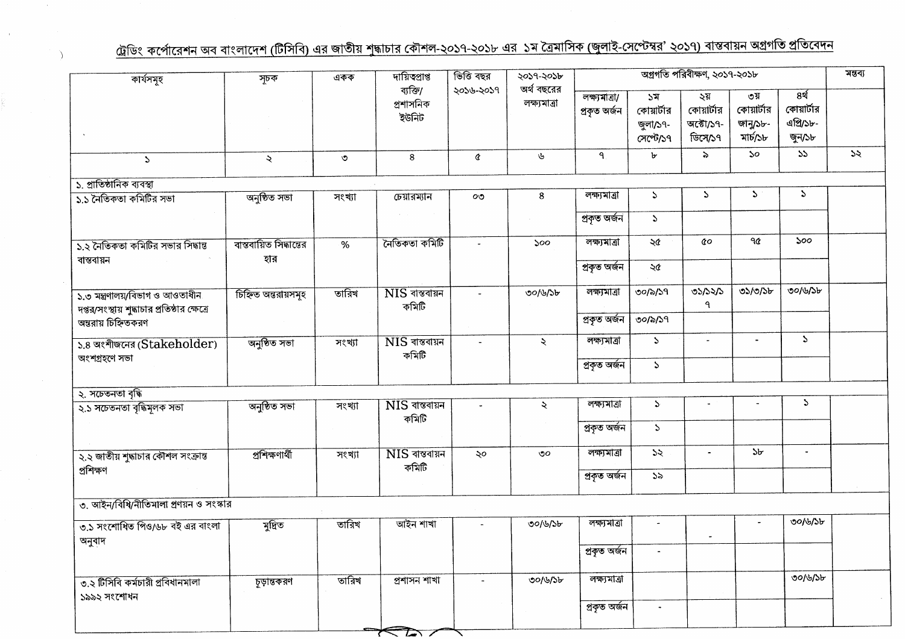## ট্রেডিং কর্পোরেশন অব বাংলাদেশ (টিসিবি) এর জাতীয় শুদ্ধাচার কৌশল-২০১৭-২০১৮ এর ১ম ত্রৈমাসিক (জুলাই-সেপ্টেম্বর' ২০১৭) বাস্তবায়ন অগ্রগতি প্রতিবেদন

| কার্যসমূহ | সূচক | একক | দায়িত্বপ্রাপ্ত ব্যক্তি/ প্রশাসনিক ইউনিট | ভিত্তি বছর ২০১৬-২০১৭ | ২০১৭-২০১৮ অর্থ বছরের লক্ষ্যমাত্রা | অগ্রগতি পরিবীক্ষণ, ২০১৭-২০১৮ | | | | | মন্তব্য |
|---|---|---|---|---|---|---|---|---|---|---|---|
| | | | | | | লক্ষ্যমাত্রা/ প্রকৃত অর্জন | ১ম কোয়ার্টার জুলা/১৭-সেপ্টে/১৭ | ২য় কোয়ার্টার অক্টো/১৭-ডিসে/১৭ | ৩য় কোয়ার্টার জানু/১৮-মার্চ/১৮ | ৪র্থ কোয়ার্টার এপ্রি/১৮-জুন/১৮ | |
| ১ | ২ | ৩ | ৪ | ৫ | ৬ | ৭ | ৮ | ৯ | ১০ | ১১ | ১২ |
| **১. প্রাতিষ্ঠানিক ব্যবস্থা** | | | | | | | | | | | |
| ১.১ নৈতিকতা কমিটির সভা | অনুষ্ঠিত সভা | সংখ্যা | চেয়ারম্যান | ০৩ | ৪ | লক্ষ্যমাত্রা | ১ | ১ | ১ | ১ | |
| | | | | | | প্রকৃত অর্জন | ১ | | | | |
| ১.২ নৈতিকতা কমিটির সভার সিদ্ধান্ত বাস্তবায়ন | বাস্তবায়িত সিদ্ধান্তের হার | % | নৈতিকতা কমিটি | - | ১০০ | লক্ষ্যমাত্রা | ২৫ | ৫০ | ৭৫ | ১০০ | |
| | | | | | | প্রকৃত অর্জন | ২৫ | | | | |
| ১.৩ মন্ত্রণালয়/বিভাগ ও আওতাধীন দপ্তর/সংস্থায় শুদ্ধাচার প্রতিষ্ঠার ক্ষেত্রে অন্তরায় চিহ্নিতকরণ | চিহ্নিত অন্তরায়সমূহ | তারিখ | NIS বাস্তবায়ন কমিটি | - | ৩০/৬/১৮ | লক্ষ্যমাত্রা | ৩০/৯/১৭ | ৩১/১২/১৭ | ৩১/৩/১৮ | ৩০/৬/১৮ | |
| | | | | | | প্রকৃত অর্জন | ৩০/৯/১৭ | | | | |
| ১.৪ অংশীজনের (Stakeholder) অংশগ্রহণে সভা | অনুষ্ঠিত সভা | সংখ্যা | NIS বাস্তবায়ন কমিটি | - | ২ | লক্ষ্যমাত্রা | ১ | - | - | ১ | |
| | | | | | | প্রকৃত অর্জন | ১ | | | | |
| **২. সচেতনতা বৃদ্ধি** | | | | | | | | | | | |
| ২.১ সচেতনতা বৃদ্ধিমূলক সভা | অনুষ্ঠিত সভা | সংখ্যা | NIS বাস্তবায়ন কমিটি | - | ২ | লক্ষ্যমাত্রা | ১ | - | - | ১ | |
| | | | | | | প্রকৃত অর্জন | ১ | | | | |
| ২.২ জাতীয় শুদ্ধাচার কৌশল সংক্রান্ত প্রশিক্ষণ | প্রশিক্ষণার্থী | সংখ্যা | NIS বাস্তবায়ন কমিটি | ২০ | ৩০ | লক্ষ্যমাত্রা | ১২ | - | ১৮ | - | |
| | | | | | | প্রকৃত অর্জন | ১৯ | | | | |
| **৩. আইন/বিধি/নীতিমালা প্রণয়ন ও সংস্কার** | | | | | | | | | | | |
| ৩.১ সংশোধিত পিও/৬৮ বই এর বাংলা অনুবাদ | মুদ্রিত | তারিখ | আইন শাখা | - | ৩০/৬/১৮ | লক্ষ্যমাত্রা | - | - | - | ৩০/৬/১৮ | |
| | | | | | | প্রকৃত অর্জন | - | | | | |
| ৩.২ টিসিবি কর্মচারী প্রবিধানমালা ১৯৯২ সংশোধন | চূড়ান্তকরণ | তারিখ | প্রশাসন শাখা | - | ৩০/৬/১৮ | লক্ষ্যমাত্রা | | | | ৩০/৬/১৮ | |
| | | | | | | প্রকৃত অর্জন | - | | | | |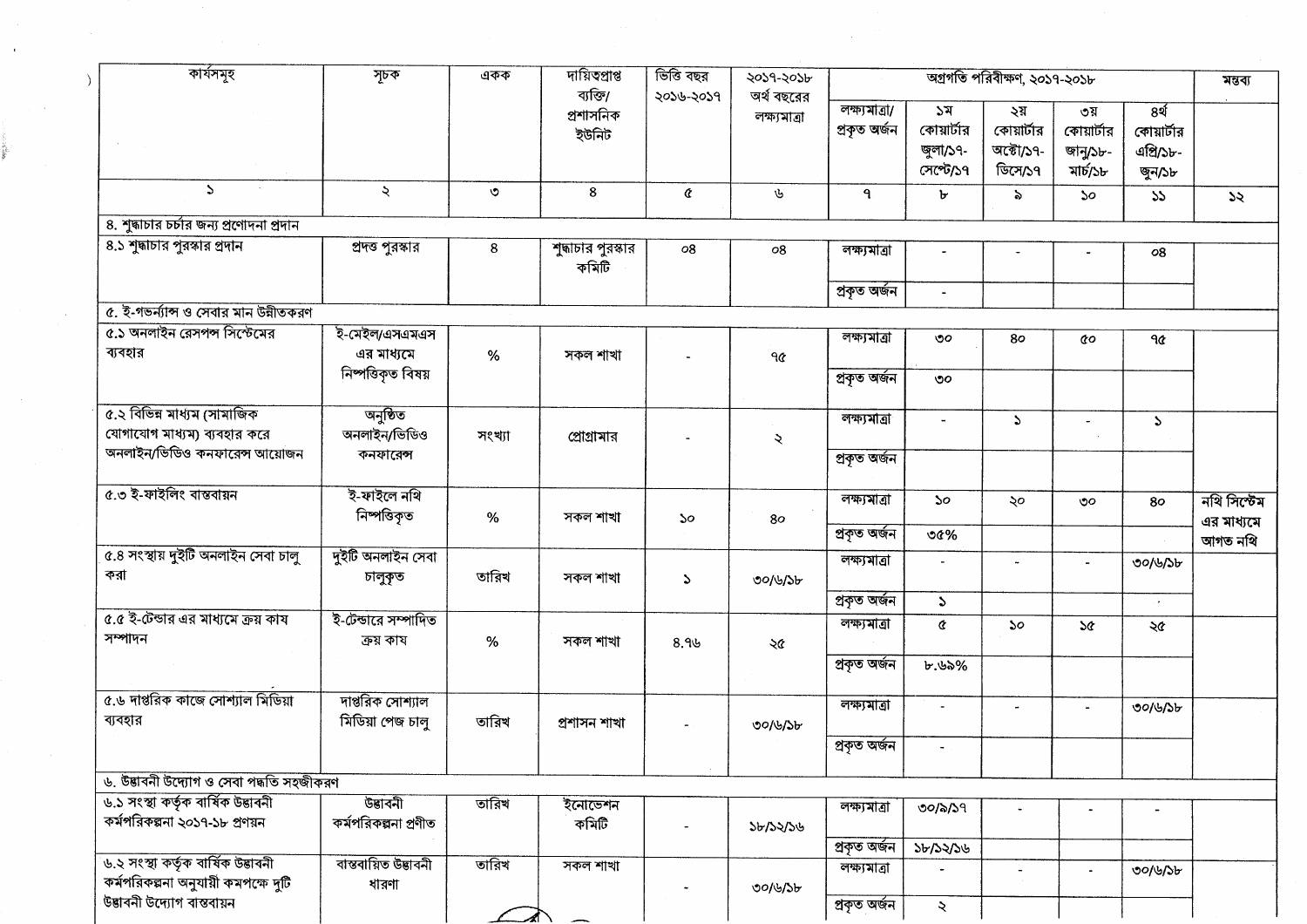| কার্যসমূহ | সূচক | একক | দায়িত্বপ্রাপ্ত ব্যক্তি/ প্রশাসনিক ইউনিট | ভিত্তি বছর ২০১৬-২০১৭ | ২০১৭-২০১৮ অর্থ বছরের লক্ষ্যমাত্রা | অগ্রগতি পরিবীক্ষণ, ২০১৭-২০১৮ | | | | | মন্তব্য |
|---|---|---|---|---|---|---|---|---|---|---|---|
| | | | | | | লক্ষ্যমাত্রা/ প্রকৃত অর্জন | ১ম কোয়ার্টার জুলা/১৭- সেপ্টে/১৭ | ২য় কোয়ার্টার অক্টো/১৭- ডিসে/১৭ | ৩য় কোয়ার্টার জানু/১৮- মার্চ/১৮ | ৪র্থ কোয়ার্টার এপ্রি/১৮- জুন/১৮ | |
| ১ | ২ | ৩ | ৪ | ৫ | ৬ | ৭ | ৮ | ৯ | ১০ | ১১ | ১২ |
| ৪. শুদ্ধাচার চর্চার জন্য প্রণোদনা প্রদান | | | | | | | | | | | |
| ৪.১ শুদ্ধাচার পুরস্কার প্রদান | প্রদত্ত পুরস্কার | ৪ | শুদ্ধাচার পুরস্কার কমিটি | ০৪ | ০৪ | লক্ষ্যমাত্রা | - | - | - | ০৪ | |
| | | | | | | প্রকৃত অর্জন | - | | | | |
| ৫. ই-গভর্ন্যান্স ও সেবার মান উন্নীতকরণ | | | | | | | | | | | |
| ৫.১ অনলাইন রেসপন্স সিস্টেমের ব্যবহার | ই-মেইল/এসএমএস এর মাধ্যমে নিষ্পত্তিকৃত বিষয় | % | সকল শাখা | - | ৭৫ | লক্ষ্যমাত্রা | ৩০ | ৪০ | ৫০ | ৭৫ | |
| | | | | | | প্রকৃত অর্জন | ৩০ | | | | |
| ৫.২ বিভিন্ন মাধ্যম (সামাজিক যোগাযোগ মাধ্যম) ব্যবহার করে অনলাইন/ভিডিও কনফারেন্স আয়োজন | অনুষ্ঠিত অনলাইন/ভিডিও কনফারেন্স | সংখ্যা | প্রোগ্রামার | - | ২ | লক্ষ্যমাত্রা | - | ১ | - | ১ | |
| | | | | | | প্রকৃত অর্জন | | | | | |
| ৫.৩ ই-ফাইলিং বাস্তবায়ন | ই-ফাইলে নথি নিষ্পত্তিকৃত | % | সকল শাখা | ১০ | ৪০ | লক্ষ্যমাত্রা | ১০ | ২০ | ৩০ | ৪০ | নথি সিস্টেম এর মাধ্যমে আগত নথি |
| | | | | | | প্রকৃত অর্জন | ৩৫% | | | | |
| ৫.৪ সংস্থায় দুইটি অনলাইন সেবা চালু করা | দুইটি অনলাইন সেবা চালুকৃত | তারিখ | সকল শাখা | ১ | ৩০/৬/১৮ | লক্ষ্যমাত্রা | - | - | - | ৩০/৬/১৮ | |
| | | | | | | প্রকৃত অর্জন | ১ | | | | |
| ৫.৫ ই-টেন্ডার এর মাধ্যমে ক্রয় কায সম্পাদন | ই-টেন্ডারে সম্পাদিত ক্রয় কায | % | সকল শাখা | ৪.৭৬ | ২৫ | লক্ষ্যমাত্রা | ৫ | ১০ | ১৫ | ২৫ | |
| | | | | | | প্রকৃত অর্জন | ৮.৬৯% | | | | |
| ৫.৬ দাপ্তরিক কাজে সোশ্যাল মিডিয়া ব্যবহার | দাপ্তরিক সোশ্যাল মিডিয়া পেজ চালু | তারিখ | প্রশাসন শাখা | - | ৩০/৬/১৮ | লক্ষ্যমাত্রা | - | - | - | ৩০/৬/১৮ | |
| | | | | | | প্রকৃত অর্জন | - | | | | |
| ৬. উদ্ভাবনী উদ্যোগ ও সেবা পদ্ধতি সহজীকরণ | | | | | | | | | | | |
| ৬.১ সংস্থা কর্তৃক বার্ষিক উদ্ভাবনী কর্মপরিকল্পনা ২০১৭-১৮ প্রণয়ন | উদ্ভাবনী কর্মপরিকল্পনা প্রণীত | তারিখ | ইনোভেশন কমিটি | - | ১৮/১২/১৬ | লক্ষ্যমাত্রা | ৩০/৯/১৭ | - | - | - | |
| | | | | | | প্রকৃত অর্জন | ১৮/১২/১৬ | | | | |
| ৬.২ সংস্থা কর্তৃক বার্ষিক উদ্ভাবনী কর্মপরিকল্পনা অনুযায়ী কমপক্ষে দুটি উদ্ভাবনী উদ্যোগ বাস্তবায়ন | বাস্তবায়িত উদ্ভাবনী ধারণা | তারিখ | সকল শাখা | - | ৩০/৬/১৮ | লক্ষ্যমাত্রা | - | - | - | ৩০/৬/১৮ | |
| | | | | | | প্রকৃত অর্জন | ২ | | | | |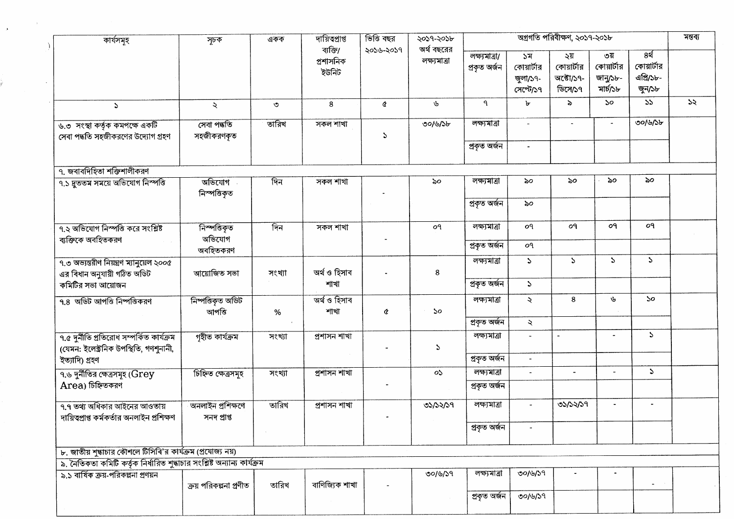| কার্যসমূহ | সূচক | একক | দায়িত্বপ্রাপ্ত ব্যক্তি/ প্রশাসনিক ইউনিট | ভিত্তি বছর ২০১৬-২০১৭ | ২০১৭-২০১৮ অর্থ বছরের লক্ষ্যমাত্রা | অগ্রগতি পরিবীক্ষণ, ২০১৭-২০১৮ | | | | | মন্তব্য |
|---|---|---|---|---|---|---|---|---|---|---|---|
| | | | | | | লক্ষ্যমাত্রা/ প্রকৃত অর্জন | ১ম কোয়ার্টার জুলা/১৭- সেপ্টে/১৭ | ২য় কোয়ার্টার অক্টো/১৭- ডিসে/১৭ | ৩য় কোয়ার্টার জানু/১৮- মার্চ/১৮ | ৪র্থ কোয়ার্টার এপ্রি/১৮- জুন/১৮ | |
| ১ | ২ | ৩ | ৪ | ৫ | ৬ | ৭ | ৮ | ৯ | ১০ | ১১ | ১২ |
| ৬.৩ সংস্থা কর্তৃক কমপক্ষে একটি সেবা পদ্ধতি সহজীকরণের উদ্যোগ গ্রহণ | সেবা পদ্ধতি সহজীকরণকৃত | তারিখ | সকল শাখা | ১ | ৩০/৬/১৮ | লক্ষ্যমাত্রা | - | - | - | ৩০/৬/১৮ | |
| | | | | | | প্রকৃত অর্জন | - | | | | |
| **৭. জবাবদিহিতা শক্তিশালীকরণ** | | | | | | | | | | | |
| ৭.১ দ্রুততম সময়ে অভিযোগ নিস্পত্তি | অভিযোগ নিস্পত্তিকৃত | দিন | সকল শাখা | - | ৯০ | লক্ষ্যমাত্রা | ৯০ | ৯০ | ৯০ | ৯০ | |
| | | | | | | প্রকৃত অর্জন | ৯০ | | | | |
| ৭.২ অভিযোগ নিস্পত্তি করে সংশ্লিষ্ট ব্যক্তিকে অবহিতকরণ | নিস্পত্তিকৃত অভিযোগ অবহিতকরণ | দিন | সকল শাখা | - | ০৭ | লক্ষ্যমাত্রা | ০৭ | ০৭ | ০৭ | ০৭ | |
| | | | | | | প্রকৃত অর্জন | ০৭ | | | | |
| ৭.৩ অভ্যন্তরীণ নিয়ন্ত্রণ ম্যানুয়েল ২০০৫ এর বিধান অনুযায়ী গঠিত অডিট কমিটির সভা আয়োজন | আয়োজিত সভা | সংখ্যা | অর্থ ও হিসাব শাখা | - | ৪ | লক্ষ্যমাত্রা | ১ | ১ | ১ | ১ | |
| | | | | | | প্রকৃত অর্জন | ১ | | | | |
| ৭.৪ অডিট আপত্তি নিস্পত্তিকরণ | নিস্পত্তিকৃত অডিট আপত্তি | % | অর্থ ও হিসাব শাখা | ৫ | ১০ | লক্ষ্যমাত্রা | ২ | ৪ | ৬ | ১০ | |
| | | | | | | প্রকৃত অর্জন | ২ | | | | |
| ৭.৫ দুর্নীতি প্রতিরোধ সম্পর্কিত কার্যক্রম (যেমন: ইলেক্ট্রনিক উপস্থিতি, গণশুনানী, ইত্যাদি) গ্রহণ | গৃহীত কার্যক্রম | সংখ্যা | প্রশাসন শাখা | - | ১ | লক্ষ্যমাত্রা | - | - | - | ১ | |
| | | | | | | প্রকৃত অর্জন | - | | | | |
| ৭.৬ দুর্নীতির ক্ষেত্রসমূহ (Grey Area) চিহ্নিতকরণ | চিহ্নিত ক্ষেত্রসমূহ | সংখ্যা | প্রশাসন শাখা | - | ০১ | লক্ষ্যমাত্রা | - | - | - | ১ | |
| | | | | | | প্রকৃত অর্জন | | | | | |
| ৭.৭ তথ্য অধিকার আইনের আওতায় দায়িত্বপ্রাপ্ত কর্মকর্তার অনলাইন প্রশিক্ষণ | অনলাইন প্রশিক্ষণে সনদ প্রাপ্ত | তারিখ | প্রশাসন শাখা | - | ৩১/১২/১৭ | লক্ষ্যমাত্রা | - | ৩১/১২/১৭ | - | - | |
| | | | | | | প্রকৃত অর্জন | - | | | | |
| **৮. জাতীয় শুদ্ধাচার কৌশলে টিসিবি'র কার্যক্রম (প্রযোজ্য নয়)** | | | | | | | | | | | |
| **৯. নৈতিকতা কমিটি কর্তৃক নির্ধারিত শুদ্ধাচার সংশ্লিষ্ট অন্যান্য কার্যক্রম** | | | | | | | | | | | |
| ৯.১ বার্ষিক ক্রয়-পরিকল্পনা প্রণয়ন | ক্রয় পরিকল্পনা প্রণীত | তারিখ | বাণিজ্যিক শাখা | - | ৩০/৬/১৭ | লক্ষ্যমাত্রা | ৩০/৬/১৭ | - | - | - | |
| | | | | | | প্রকৃত অর্জন | ৩০/৬/১৭ | | | | |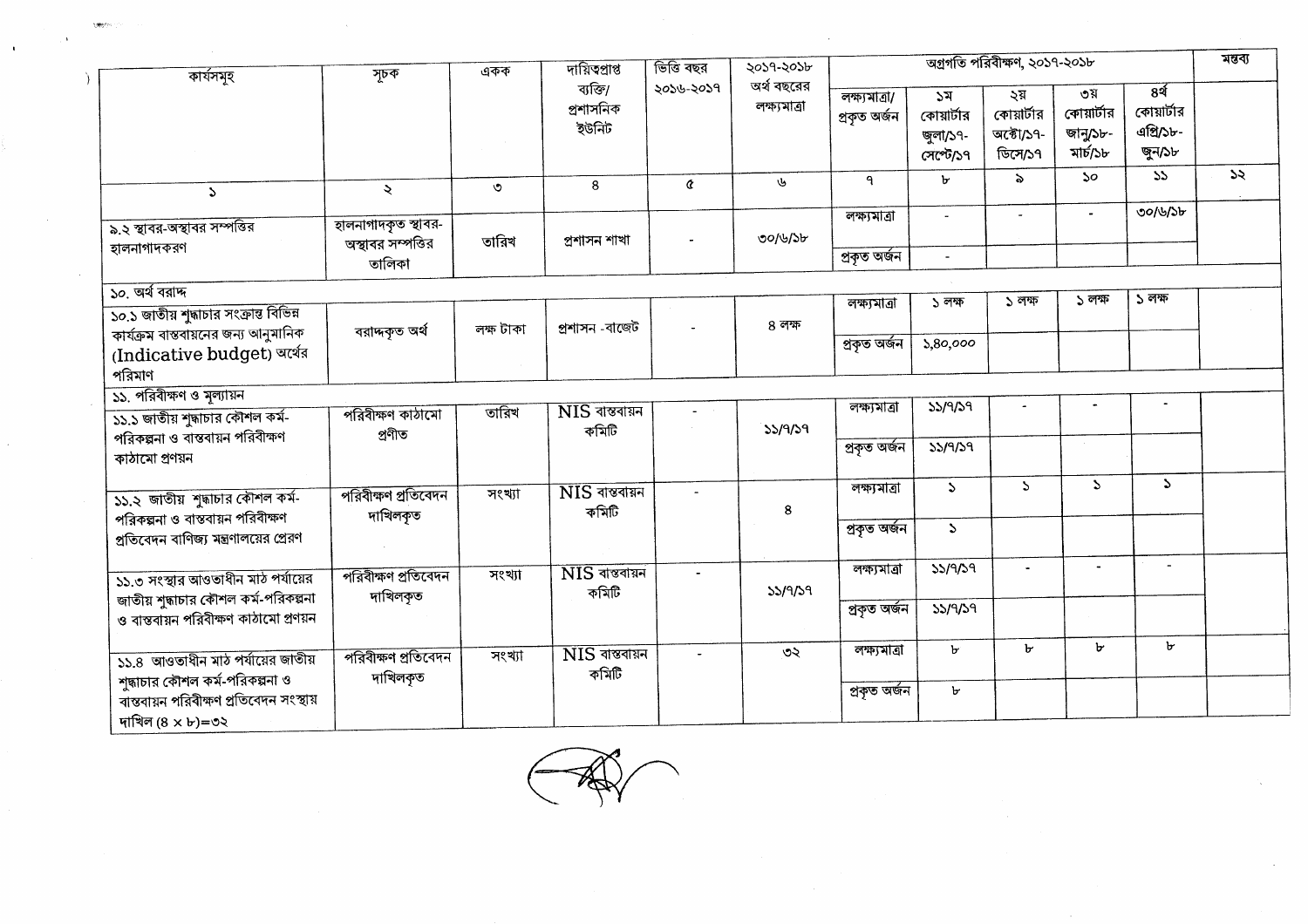| কার্যসমূহ | সূচক | একক | দায়িত্বপ্রাপ্ত ব্যক্তি/ প্রশাসনিক ইউনিট | ভিত্তি বছর ২০১৬-২০১৭ | ২০১৭-২০১৮ অর্থ বছরের লক্ষ্যমাত্রা | অগ্রগতি পরিবীক্ষণ, ২০১৭-২০১৮ | | | | | মন্তব্য |
|---|---|---|---|---|---|---|---|---|---|---|---|
| | | | | | | লক্ষ্যমাত্রা/ প্রকৃত অর্জন | ১ম কোয়ার্টার জুলা/১৭-সেপ্টে/১৭ | ২য় কোয়ার্টার অক্টো/১৭-ডিসে/১৭ | ৩য় কোয়ার্টার জানু/১৮-মার্চ/১৮ | ৪র্থ কোয়ার্টার এপ্রি/১৮-জুন/১৮ | |
| ১ | ২ | ৩ | ৪ | ৫ | ৬ | ৭ | ৮ | ৯ | ১০ | ১১ | ১২ |
| ৯.২ স্থাবর-অস্থাবর সম্পত্তির হালনাগাদকরণ | হালনাগাদকৃত স্থাবর-অস্থাবর সম্পত্তির তালিকা | তারিখ | প্রশাসন শাখা | - | ৩০/৬/১৮ | লক্ষ্যমাত্রা | - | - | - | ৩০/৬/১৮ | |
| | | | | | | প্রকৃত অর্জন | - | | | | |
| ১০. অর্থ বরাদ্দ | | | | | | | | | | | |
| ১০.১ জাতীয় শুদ্ধাচার সংক্রান্ত বিভিন্ন কার্যক্রম বাস্তবায়নের জন্য আনুমানিক (Indicative budget) অর্থের পরিমাণ | বরাদ্দকৃত অর্থ | লক্ষ টাকা | প্রশাসন -বাজেট | - | ৪ লক্ষ | লক্ষ্যমাত্রা | ১ লক্ষ | ১ লক্ষ | ১ লক্ষ | ১ লক্ষ | |
| | | | | | | প্রকৃত অর্জন | ১,৪০,০০০ | | | | |
| ১১. পরিবীক্ষণ ও মূল্যায়ন | | | | | | | | | | | |
| ১১.১ জাতীয় শুদ্ধাচার কৌশল কর্ম-পরিকল্পনা ও বাস্তবায়ন পরিবীক্ষণ কাঠামো প্রণয়ন | পরিবীক্ষণ কাঠামো প্রণীত | তারিখ | NIS বাস্তবায়ন কমিটি | - | ১১/৭/১৭ | লক্ষ্যমাত্রা | ১১/৭/১৭ | - | - | - | |
| | | | | | | প্রকৃত অর্জন | ১১/৭/১৭ | | | | |
| ১১.২ জাতীয় শুদ্ধাচার কৌশল কর্ম-পরিকল্পনা ও বাস্তবায়ন পরিবীক্ষণ প্রতিবেদন বাণিজ্য মন্ত্রণালয়ের প্রেরণ | পরিবীক্ষণ প্রতিবেদন দাখিলকৃত | সংখ্যা | NIS বাস্তবায়ন কমিটি | - | ৪ | লক্ষ্যমাত্রা | ১ | ১ | ১ | ১ | |
| | | | | | | প্রকৃত অর্জন | ১ | | | | |
| ১১.৩ সংস্থার আওতাধীন মাঠ পর্যায়ের জাতীয় শুদ্ধাচার কৌশল কর্ম-পরিকল্পনা ও বাস্তবায়ন পরিবীক্ষণ কাঠামো প্রণয়ন | পরিবীক্ষণ প্রতিবেদন দাখিলকৃত | সংখ্যা | NIS বাস্তবায়ন কমিটি | - | ১১/৭/১৭ | লক্ষ্যমাত্রা | ১১/৭/১৭ | - | - | - | |
| | | | | | | প্রকৃত অর্জন | ১১/৭/১৭ | | | | |
| ১১.৪ আওতাধীন মাঠ পর্যায়ের জাতীয় শুদ্ধাচার কৌশল কর্ম-পরিকল্পনা ও বাস্তবায়ন পরিবীক্ষণ প্রতিবেদন সংস্থায় দাখিল (৪ × ৮)=৩২ | পরিবীক্ষণ প্রতিবেদন দাখিলকৃত | সংখ্যা | NIS বাস্তবায়ন কমিটি | - | ৩২ | লক্ষ্যমাত্রা | ৮ | ৮ | ৮ | ৮ | |
| | | | | | | প্রকৃত অর্জন | ৮ | | | | |